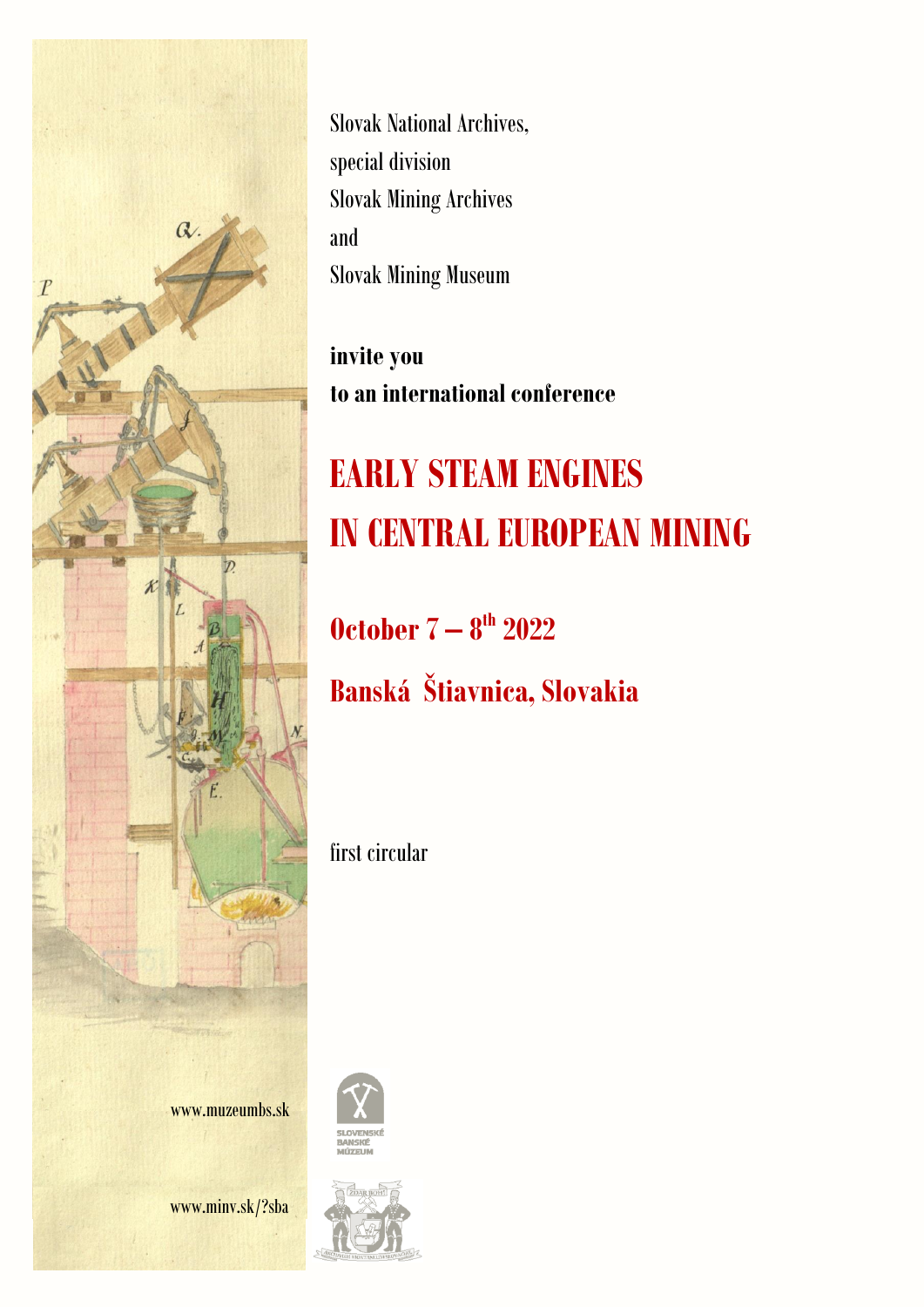Slovak National Archives,
special division
Slovak Mining Archives
and
Slovak Mining Museum

**invite you**
**to an international conference**

# EARLY STEAM ENGINES IN CENTRAL EUROPEAN MINING

## October 7 – 8th 2022

## Banská Štiavnica, Slovakia

first circular

www.muzeumbs.sk

www.minv.sk/?sba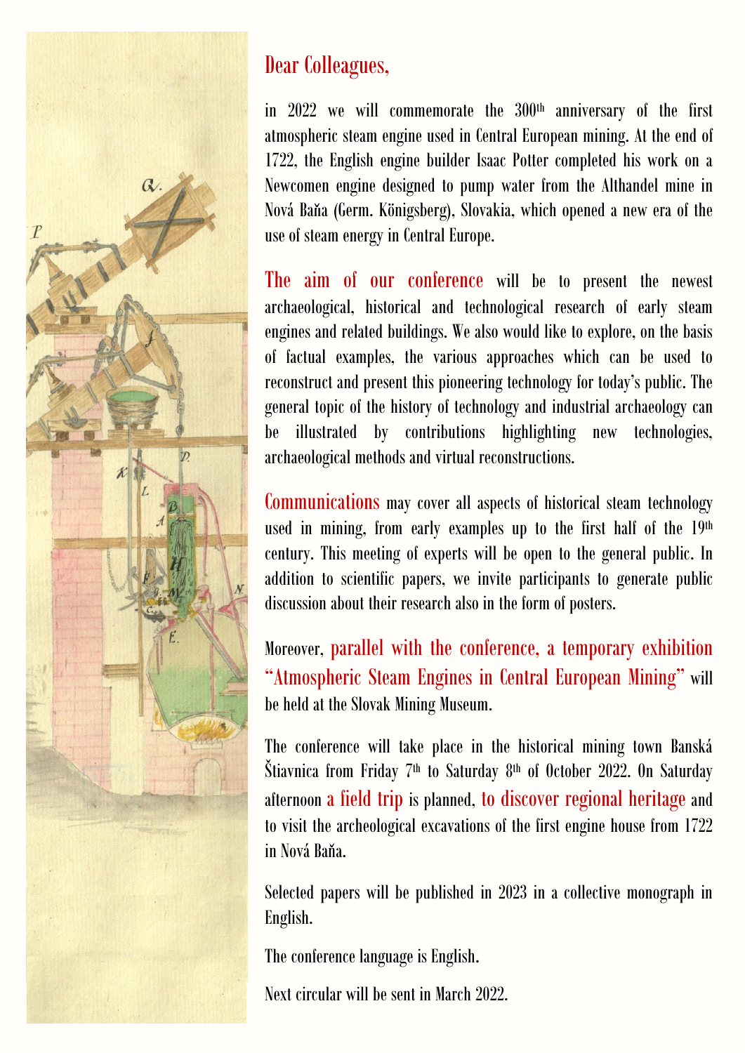Dear Colleagues,

in 2022 we will commemorate the 300th anniversary of the first atmospheric steam engine used in Central European mining. At the end of 1722, the English engine builder Isaac Potter completed his work on a Newcomen engine designed to pump water from the Althandel mine in Nová Baňa (Germ. Königsberg), Slovakia, which opened a new era of the use of steam energy in Central Europe.

The aim of our conference will be to present the newest archaeological, historical and technological research of early steam engines and related buildings. We also would like to explore, on the basis of factual examples, the various approaches which can be used to reconstruct and present this pioneering technology for today's public. The general topic of the history of technology and industrial archaeology can be illustrated by contributions highlighting new technologies, archaeological methods and virtual reconstructions.

Communications may cover all aspects of historical steam technology used in mining, from early examples up to the first half of the 19th century. This meeting of experts will be open to the general public. In addition to scientific papers, we invite participants to generate public discussion about their research also in the form of posters.

Moreover, parallel with the conference, a temporary exhibition "Atmospheric Steam Engines in Central European Mining" will be held at the Slovak Mining Museum.

The conference will take place in the historical mining town Banská Štiavnica from Friday 7th to Saturday 8th of October 2022. On Saturday afternoon a field trip is planned, to discover regional heritage and to visit the archeological excavations of the first engine house from 1722 in Nová Baňa.

Selected papers will be published in 2023 in a collective monograph in English.

The conference language is English.

Next circular will be sent in March 2022.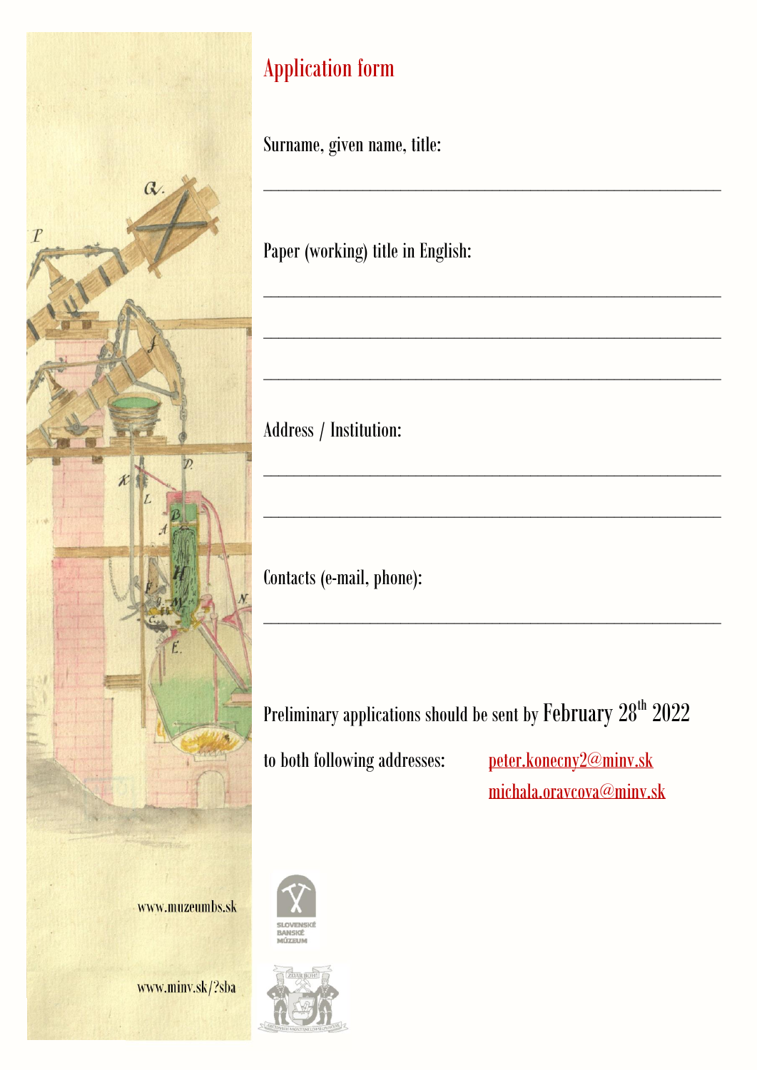# Application form

Surname, given name, title:

______________________________________________

Paper (working) title in English:

______________________________________________

______________________________________________

______________________________________________

Address / Institution:

______________________________________________

______________________________________________

Contacts (e-mail, phone):

______________________________________________

Preliminary applications should be sent by **February 28th 2022**

to both following addresses: peter.konecny2@minv.sk
michala.oravcova@minv.sk

www.muzeumbs.sk

www.minv.sk/?sba